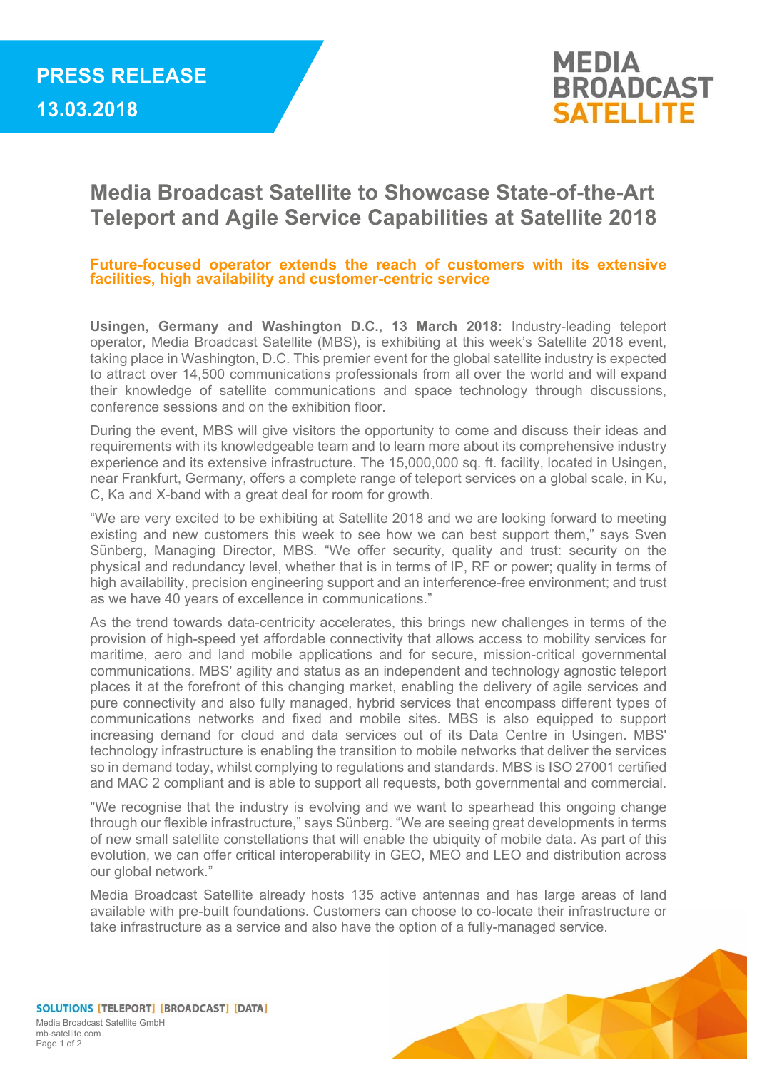**PRESS RELEASE**
**13.03.2018**

MEDIA BROADCAST SATELLITE

# Media Broadcast Satellite to Showcase State-of-the-Art Teleport and Agile Service Capabilities at Satellite 2018

## Future-focused operator extends the reach of customers with its extensive facilities, high availability and customer-centric service

**Usingen, Germany and Washington D.C., 13 March 2018:** Industry-leading teleport operator, Media Broadcast Satellite (MBS), is exhibiting at this week's Satellite 2018 event, taking place in Washington, D.C. This premier event for the global satellite industry is expected to attract over 14,500 communications professionals from all over the world and will expand their knowledge of satellite communications and space technology through discussions, conference sessions and on the exhibition floor.

During the event, MBS will give visitors the opportunity to come and discuss their ideas and requirements with its knowledgeable team and to learn more about its comprehensive industry experience and its extensive infrastructure. The 15,000,000 sq. ft. facility, located in Usingen, near Frankfurt, Germany, offers a complete range of teleport services on a global scale, in Ku, C, Ka and X-band with a great deal for room for growth.

"We are very excited to be exhibiting at Satellite 2018 and we are looking forward to meeting existing and new customers this week to see how we can best support them," says Sven Sünberg, Managing Director, MBS. "We offer security, quality and trust: security on the physical and redundancy level, whether that is in terms of IP, RF or power; quality in terms of high availability, precision engineering support and an interference-free environment; and trust as we have 40 years of excellence in communications."

As the trend towards data-centricity accelerates, this brings new challenges in terms of the provision of high-speed yet affordable connectivity that allows access to mobility services for maritime, aero and land mobile applications and for secure, mission-critical governmental communications. MBS' agility and status as an independent and technology agnostic teleport places it at the forefront of this changing market, enabling the delivery of agile services and pure connectivity and also fully managed, hybrid services that encompass different types of communications networks and fixed and mobile sites. MBS is also equipped to support increasing demand for cloud and data services out of its Data Centre in Usingen. MBS' technology infrastructure is enabling the transition to mobile networks that deliver the services so in demand today, whilst complying to regulations and standards. MBS is ISO 27001 certified and MAC 2 compliant and is able to support all requests, both governmental and commercial.

"We recognise that the industry is evolving and we want to spearhead this ongoing change through our flexible infrastructure," says Sünberg. "We are seeing great developments in terms of new small satellite constellations that will enable the ubiquity of mobile data. As part of this evolution, we can offer critical interoperability in GEO, MEO and LEO and distribution across our global network."

Media Broadcast Satellite already hosts 135 active antennas and has large areas of land available with pre-built foundations. Customers can choose to co-locate their infrastructure or take infrastructure as a service and also have the option of a fully-managed service.

SOLUTIONS [TELEPORT] [BROADCAST] [DATA]
Media Broadcast Satellite GmbH
mb-satellite.com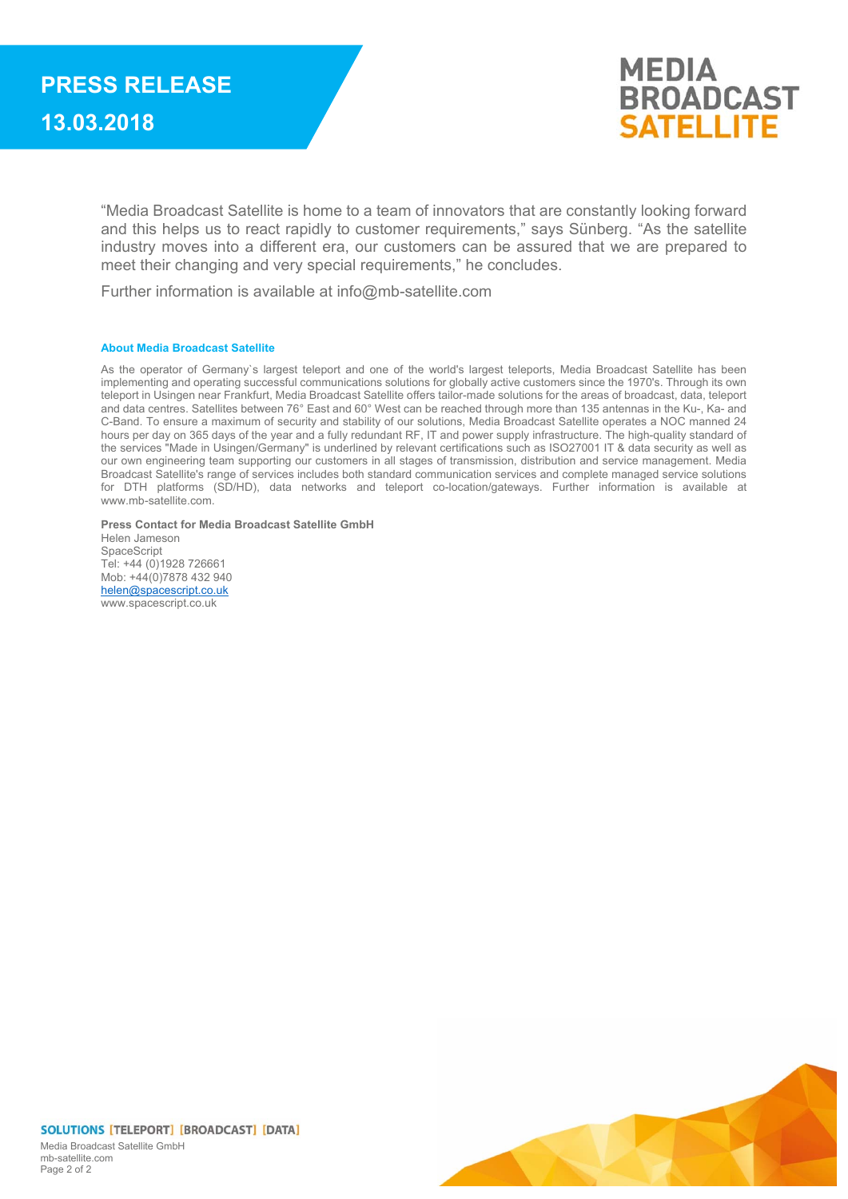"Media Broadcast Satellite is home to a team of innovators that are constantly looking forward and this helps us to react rapidly to customer requirements," says Sünberg. "As the satellite industry moves into a different era, our customers can be assured that we are prepared to meet their changing and very special requirements," he concludes.

Further information is available at info@mb-satellite.com

### About Media Broadcast Satellite

As the operator of Germany`s largest teleport and one of the world's largest teleports, Media Broadcast Satellite has been implementing and operating successful communications solutions for globally active customers since the 1970's. Through its own teleport in Usingen near Frankfurt, Media Broadcast Satellite offers tailor-made solutions for the areas of broadcast, data, teleport and data centres. Satellites between 76° East and 60° West can be reached through more than 135 antennas in the Ku-, Ka- and C-Band. To ensure a maximum of security and stability of our solutions, Media Broadcast Satellite operates a NOC manned 24 hours per day on 365 days of the year and a fully redundant RF, IT and power supply infrastructure. The high-quality standard of the services "Made in Usingen/Germany" is underlined by relevant certifications such as ISO27001 IT & data security as well as our own engineering team supporting our customers in all stages of transmission, distribution and service management. Media Broadcast Satellite's range of services includes both standard communication services and complete managed service solutions for DTH platforms (SD/HD), data networks and teleport co-location/gateways. Further information is available at www.mb-satellite.com.

**Press Contact for Media Broadcast Satellite GmbH**
Helen Jameson
SpaceScript
Tel: +44 (0)1928 726661
Mob: +44(0)7878 432 940
helen@spacescript.co.uk
www.spacescript.co.uk